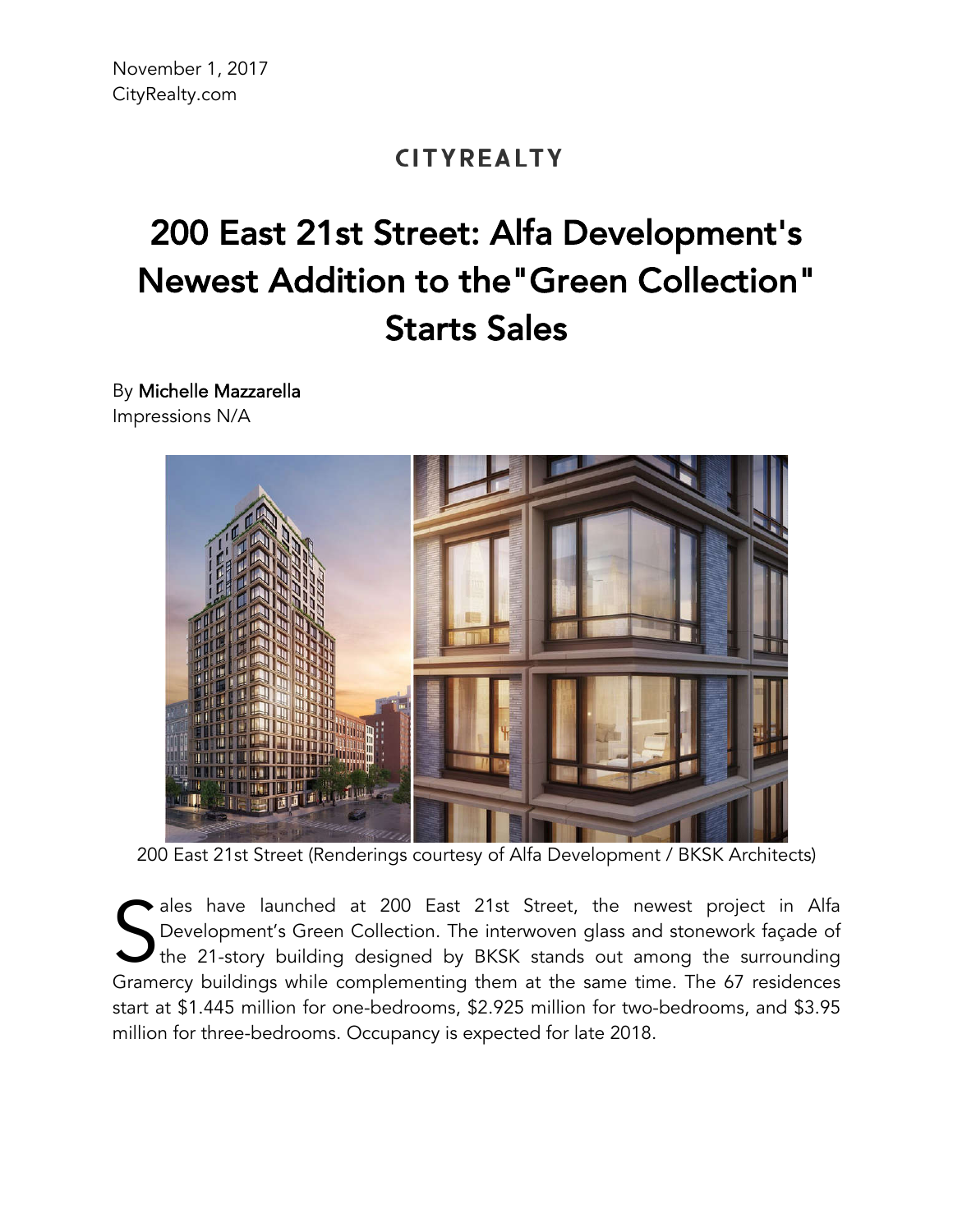November 1, 2017
CityRealty.com

CITYREALTY

# 200 East 21st Street: Alfa Development's Newest Addition to the"Green Collection" Starts Sales

By Michelle Mazzarella
Impressions N/A

200 East 21st Street (Renderings courtesy of Alfa Development / BKSK Architects)

Sales have launched at 200 East 21st Street, the newest project in Alfa Development's Green Collection. The interwoven glass and stonework façade of the 21-story building designed by BKSK stands out among the surrounding Gramercy buildings while complementing them at the same time. The 67 residences start at $1.445 million for one-bedrooms, $2.925 million for two-bedrooms, and $3.95 million for three-bedrooms. Occupancy is expected for late 2018.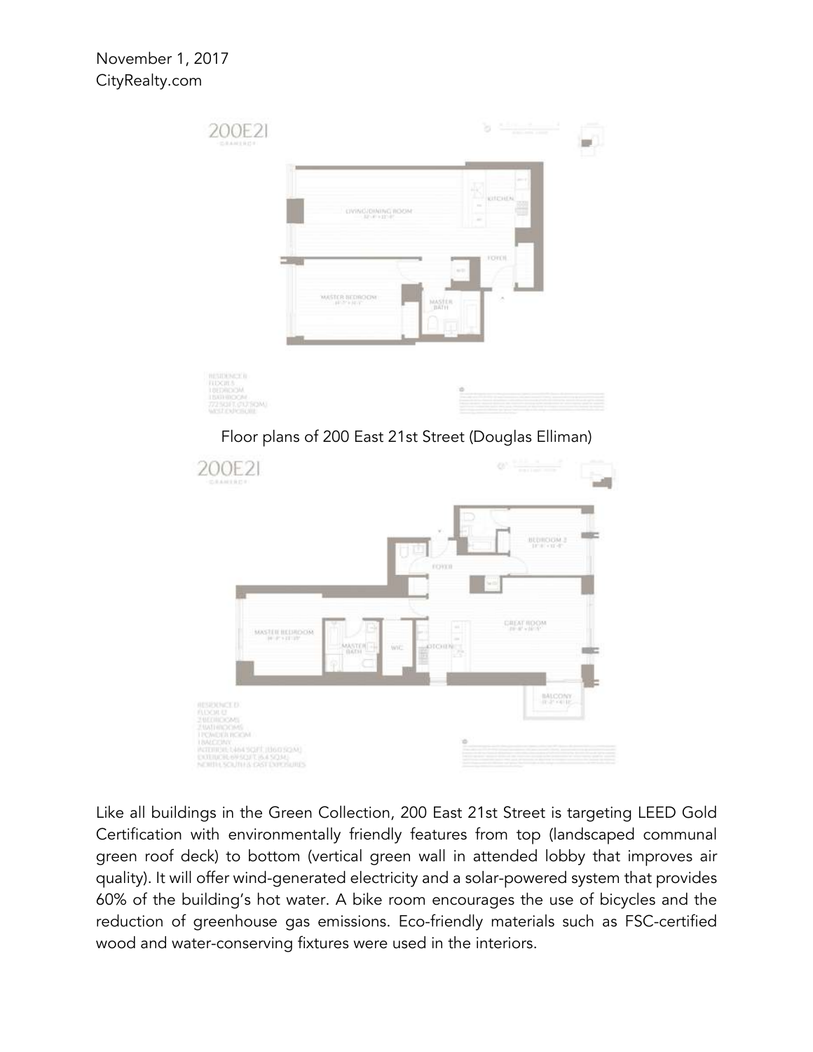November 1, 2017
CityRealty.com

Floor plans of 200 East 21st Street (Douglas Elliman)

Like all buildings in the Green Collection, 200 East 21st Street is targeting LEED Gold Certification with environmentally friendly features from top (landscaped communal green roof deck) to bottom (vertical green wall in attended lobby that improves air quality). It will offer wind-generated electricity and a solar-powered system that provides 60% of the building's hot water. A bike room encourages the use of bicycles and the reduction of greenhouse gas emissions. Eco-friendly materials such as FSC-certified wood and water-conserving fixtures were used in the interiors.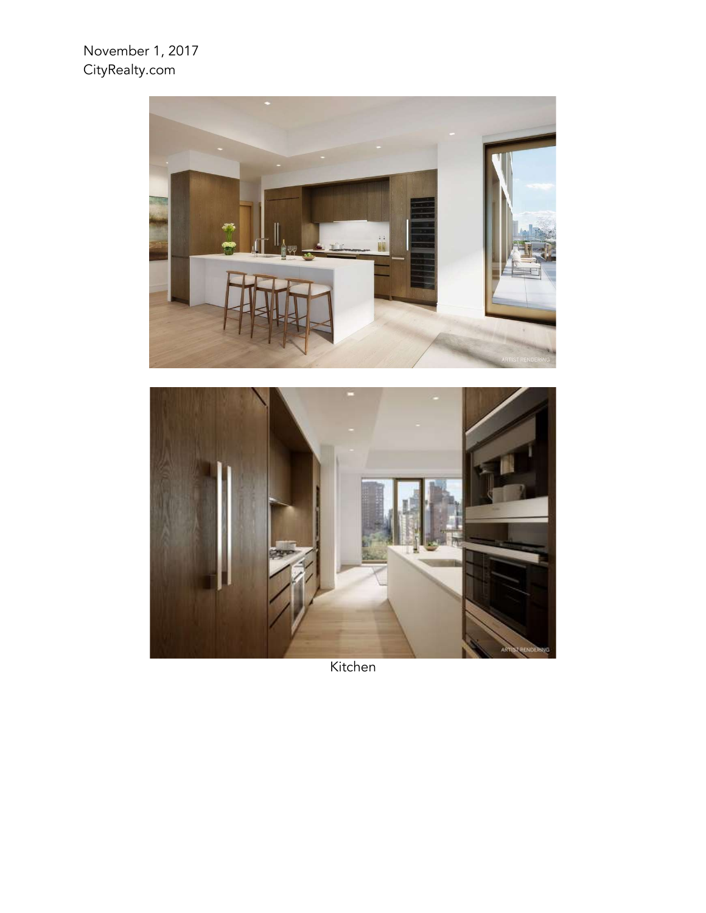November 1, 2017
CityRealty.com

Kitchen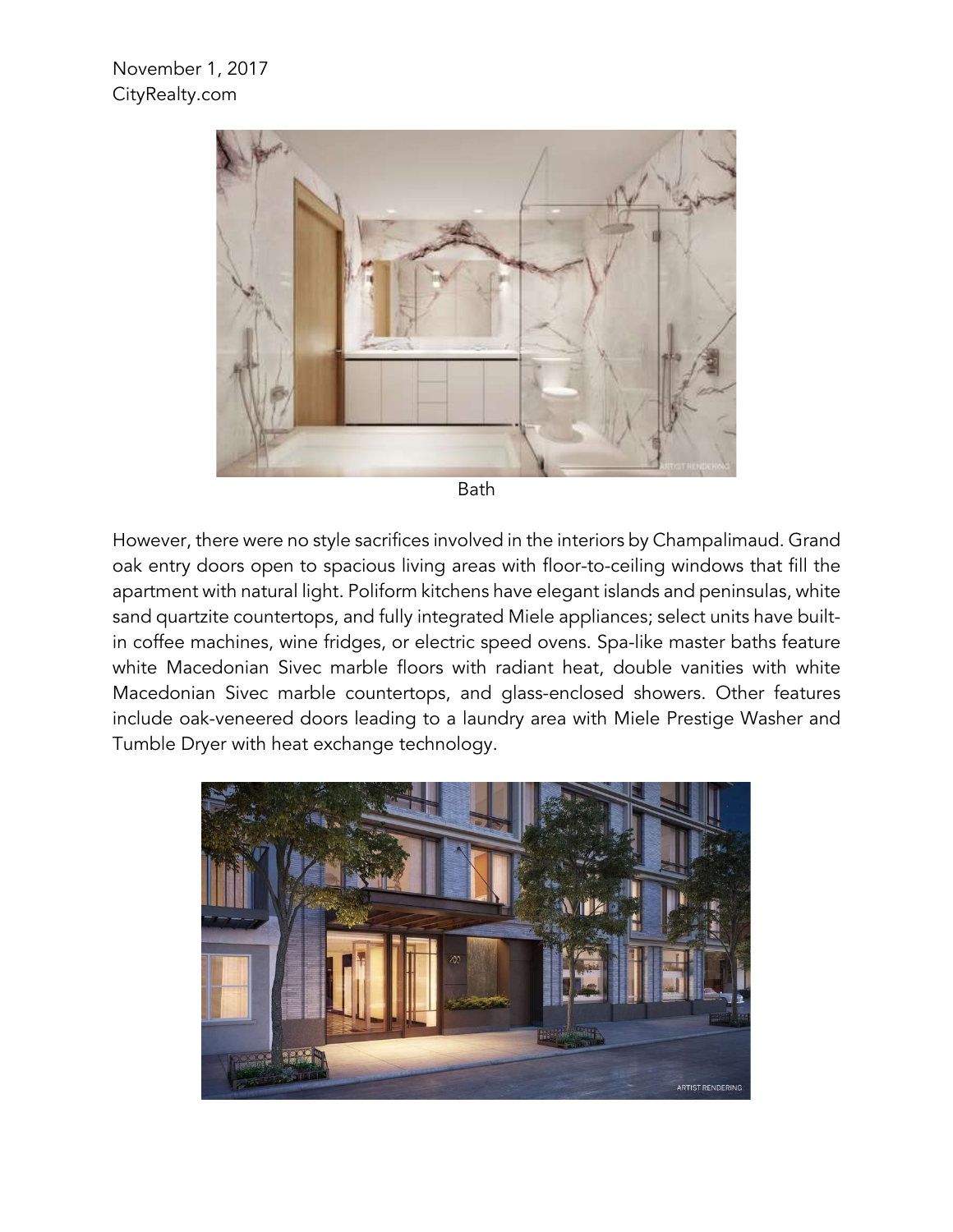November 1, 2017
CityRealty.com

Bath

However, there were no style sacrifices involved in the interiors by Champalimaud. Grand oak entry doors open to spacious living areas with floor-to-ceiling windows that fill the apartment with natural light. Poliform kitchens have elegant islands and peninsulas, white sand quartzite countertops, and fully integrated Miele appliances; select units have built-in coffee machines, wine fridges, or electric speed ovens. Spa-like master baths feature white Macedonian Sivec marble floors with radiant heat, double vanities with white Macedonian Sivec marble countertops, and glass-enclosed showers. Other features include oak-veneered doors leading to a laundry area with Miele Prestige Washer and Tumble Dryer with heat exchange technology.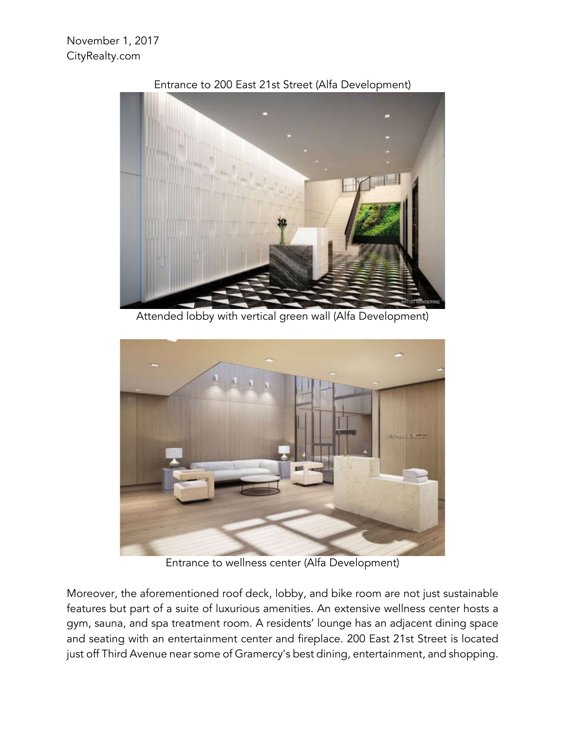November 1, 2017
CityRealty.com

Entrance to 200 East 21st Street (Alfa Development)

Attended lobby with vertical green wall (Alfa Development)

Entrance to wellness center (Alfa Development)

Moreover, the aforementioned roof deck, lobby, and bike room are not just sustainable features but part of a suite of luxurious amenities. An extensive wellness center hosts a gym, sauna, and spa treatment room. A residents' lounge has an adjacent dining space and seating with an entertainment center and fireplace. 200 East 21st Street is located just off Third Avenue near some of Gramercy's best dining, entertainment, and shopping.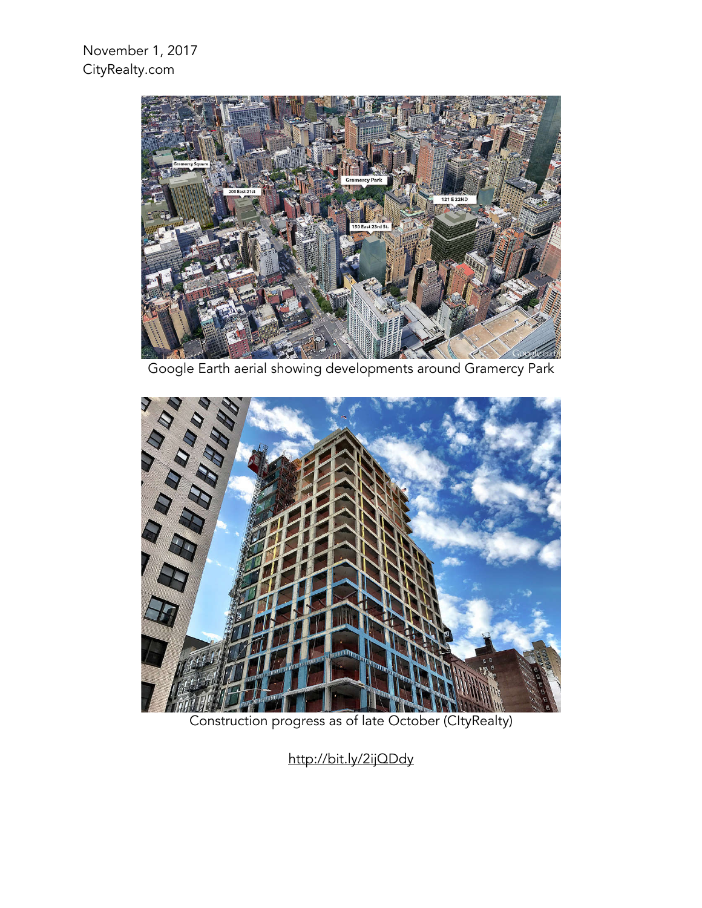November 1, 2017
CityRealty.com

Google Earth aerial showing developments around Gramercy Park

Construction progress as of late October (CItyRealty)

http://bit.ly/2ijQDdy